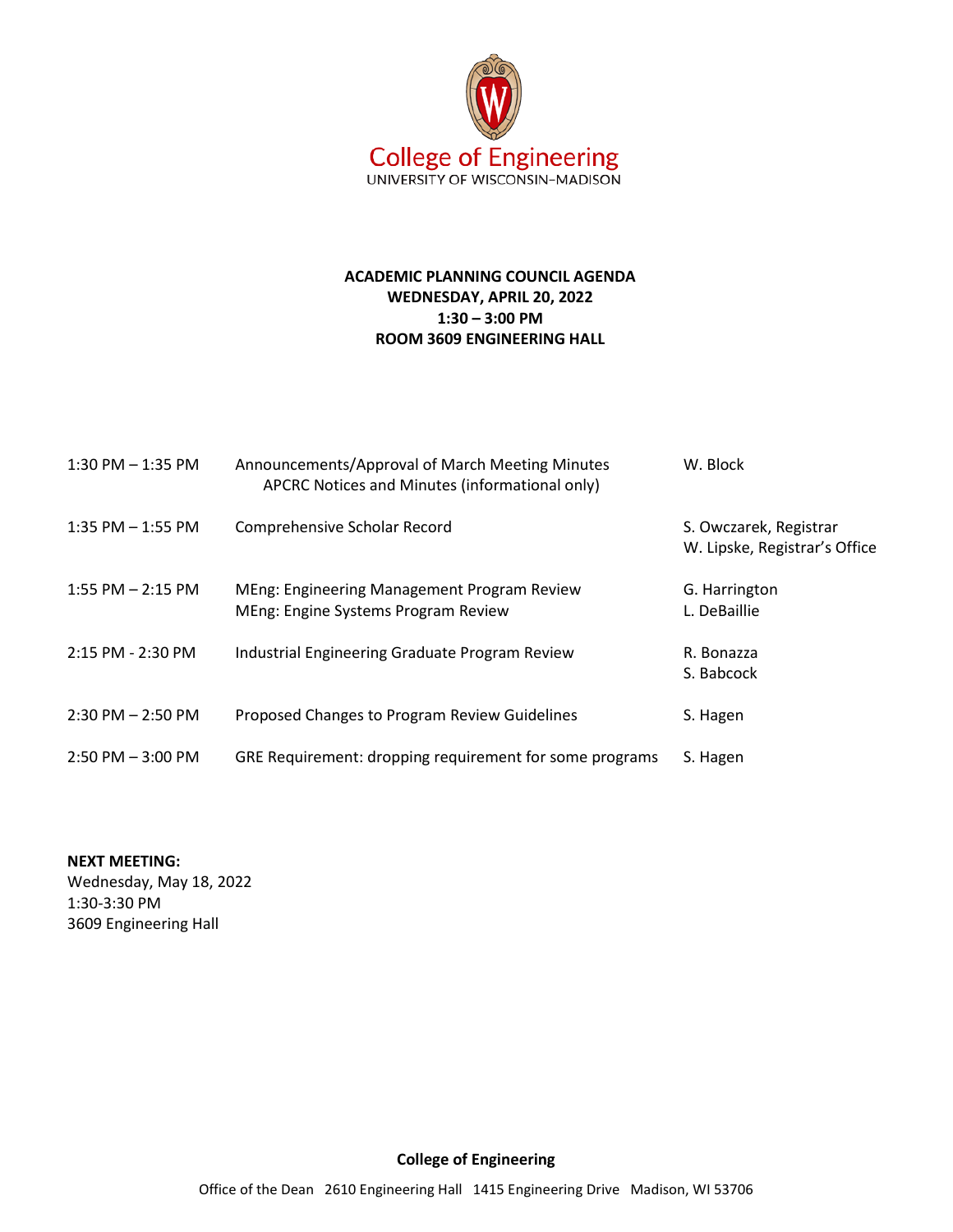College of Engineering
UNIVERSITY OF WISCONSIN–MADISON

**ACADEMIC PLANNING COUNCIL AGENDA**
**WEDNESDAY, APRIL 20, 2022**
**1:30 – 3:00 PM**
**ROOM 3609 ENGINEERING HALL**

| Time | Item | Presenter |
|---|---|---|
| 1:30 PM – 1:35 PM | Announcements/Approval of March Meeting Minutes<br>APCRC Notices and Minutes (informational only) | W. Block |
| 1:35 PM – 1:55 PM | Comprehensive Scholar Record | S. Owczarek, Registrar<br>W. Lipske, Registrar's Office |
| 1:55 PM – 2:15 PM | MEng: Engineering Management Program Review<br>MEng: Engine Systems Program Review | G. Harrington<br>L. DeBaillie |
| 2:15 PM - 2:30 PM | Industrial Engineering Graduate Program Review | R. Bonazza<br>S. Babcock |
| 2:30 PM – 2:50 PM | Proposed Changes to Program Review Guidelines | S. Hagen |
| 2:50 PM – 3:00 PM | GRE Requirement: dropping requirement for some programs | S. Hagen |

**NEXT MEETING:**
Wednesday, May 18, 2022
1:30-3:30 PM
3609 Engineering Hall

**College of Engineering**

Office of the Dean 2610 Engineering Hall 1415 Engineering Drive Madison, WI 53706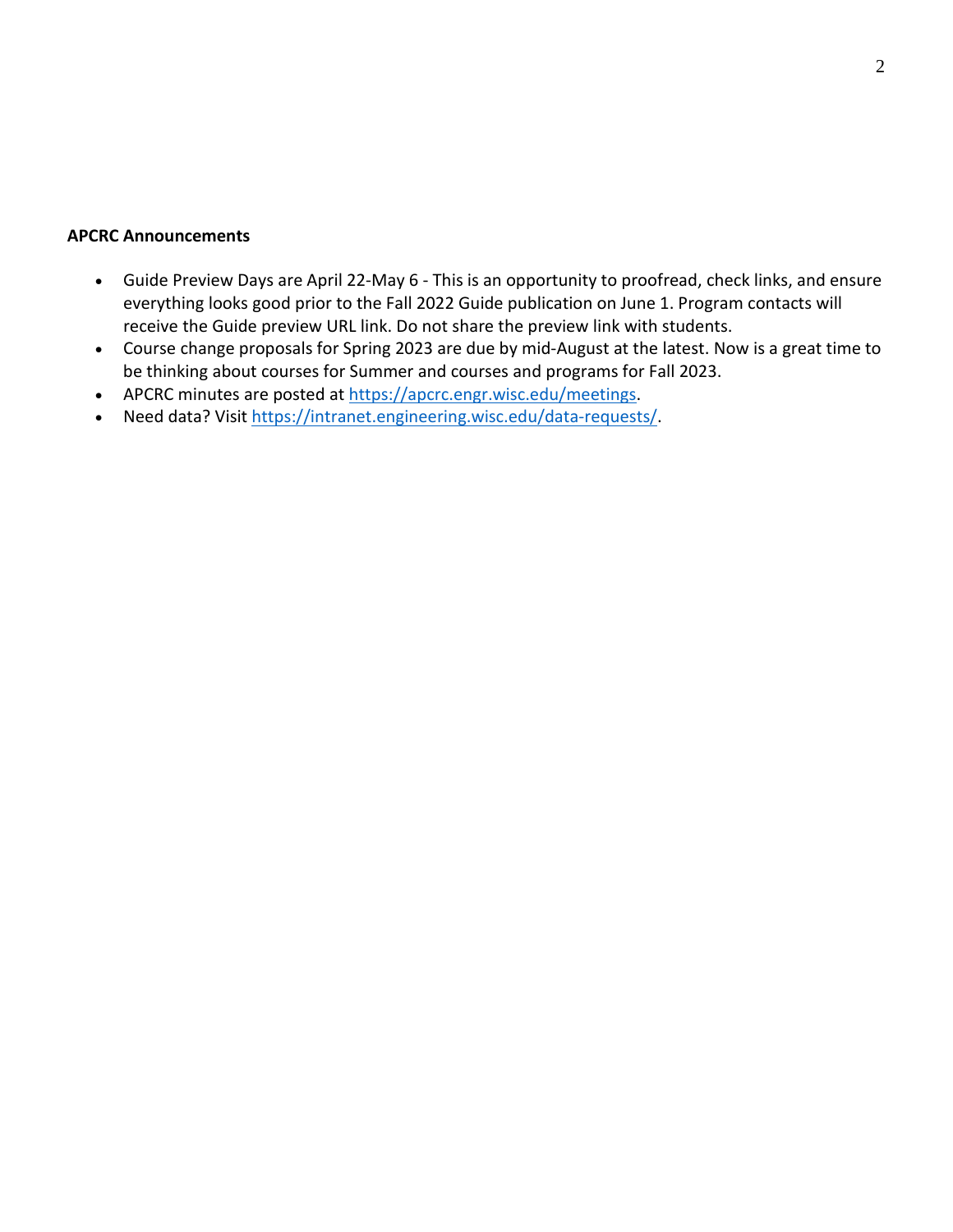**APCRC Announcements**

- Guide Preview Days are April 22-May 6 - This is an opportunity to proofread, check links, and ensure everything looks good prior to the Fall 2022 Guide publication on June 1. Program contacts will receive the Guide preview URL link. Do not share the preview link with students.
- Course change proposals for Spring 2023 are due by mid-August at the latest. Now is a great time to be thinking about courses for Summer and courses and programs for Fall 2023.
- APCRC minutes are posted at https://apcrc.engr.wisc.edu/meetings.
- Need data? Visit https://intranet.engineering.wisc.edu/data-requests/.